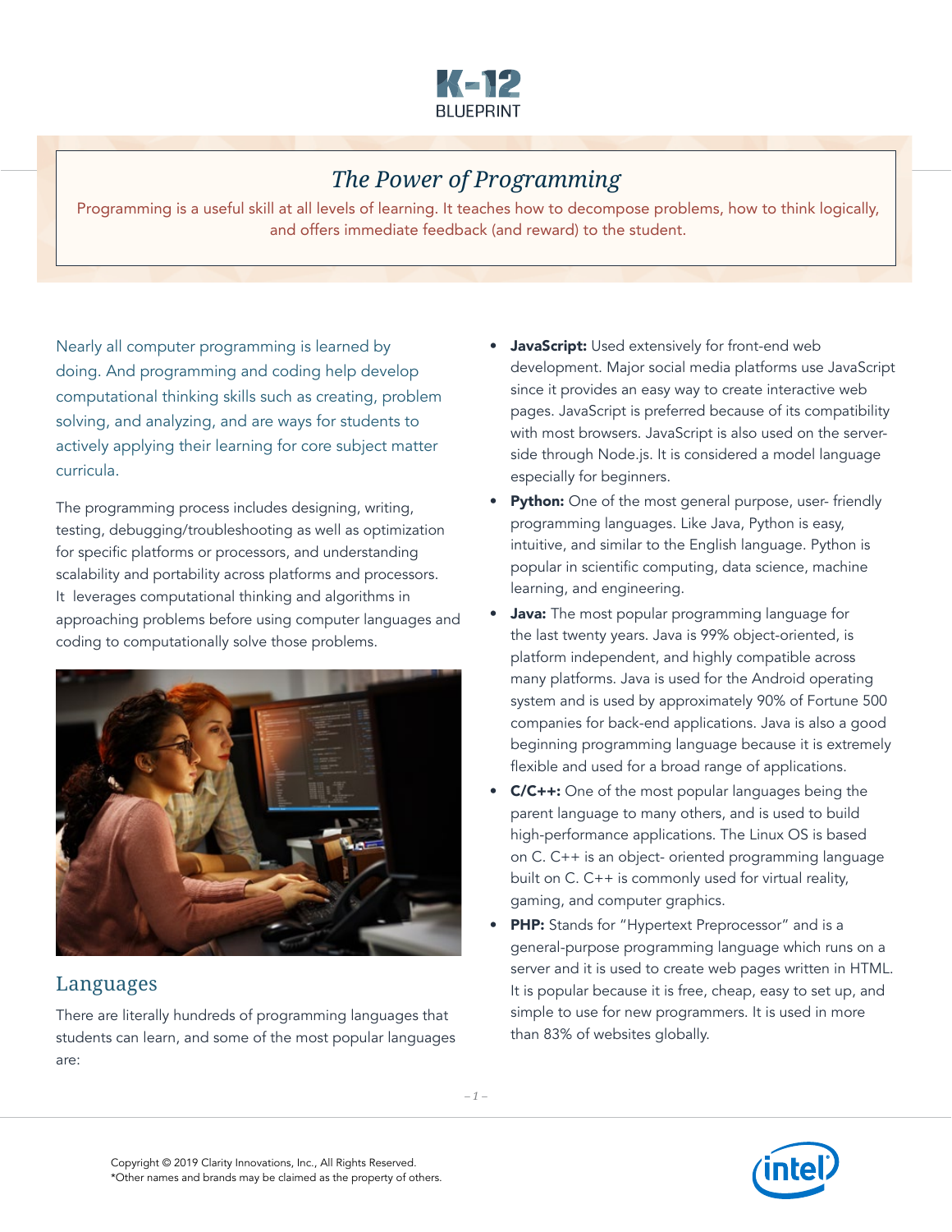# The Power of Programming

Programming is a useful skill at all levels of learning. It teaches how to decompose problems, how to think logically, and offers immediate feedback (and reward) to the student.

Nearly all computer programming is learned by doing. And programming and coding help develop computational thinking skills such as creating, problem solving, and analyzing, and are ways for students to actively applying their learning for core subject matter curricula.

The programming process includes designing, writing, testing, debugging/troubleshooting as well as optimization for specific platforms or processors, and understanding scalability and portability across platforms and processors. It leverages computational thinking and algorithms in approaching problems before using computer languages and coding to computationally solve those problems.

## Languages

There are literally hundreds of programming languages that students can learn, and some of the most popular languages are:

- **JavaScript:** Used extensively for front-end web development. Major social media platforms use JavaScript since it provides an easy way to create interactive web pages. JavaScript is preferred because of its compatibility with most browsers. JavaScript is also used on the server-side through Node.js. It is considered a model language especially for beginners.
- **Python:** One of the most general purpose, user- friendly programming languages. Like Java, Python is easy, intuitive, and similar to the English language. Python is popular in scientific computing, data science, machine learning, and engineering.
- **Java:** The most popular programming language for the last twenty years. Java is 99% object-oriented, is platform independent, and highly compatible across many platforms. Java is used for the Android operating system and is used by approximately 90% of Fortune 500 companies for back-end applications. Java is also a good beginning programming language because it is extremely flexible and used for a broad range of applications.
- **C/C++:** One of the most popular languages being the parent language to many others, and is used to build high-performance applications. The Linux OS is based on C. C++ is an object- oriented programming language built on C. C++ is commonly used for virtual reality, gaming, and computer graphics.
- **PHP:** Stands for "Hypertext Preprocessor" and is a general-purpose programming language which runs on a server and it is used to create web pages written in HTML. It is popular because it is free, cheap, easy to set up, and simple to use for new programmers. It is used in more than 83% of websites globally.

Copyright © 2019 Clarity Innovations, Inc., All Rights Reserved.
*Other names and brands may be claimed as the property of others.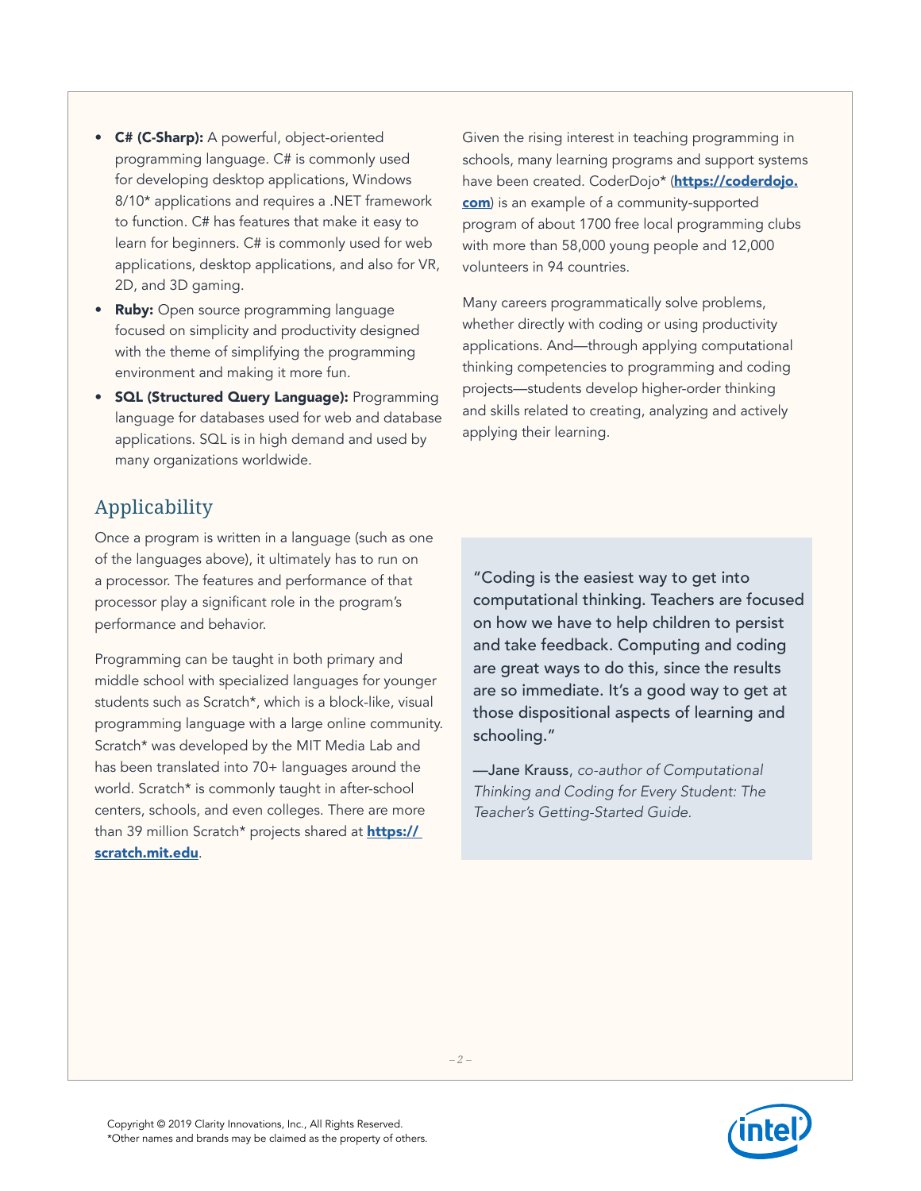- **C# (C-Sharp):** A powerful, object-oriented programming language. C# is commonly used for developing desktop applications, Windows 8/10* applications and requires a .NET framework to function. C# has features that make it easy to learn for beginners. C# is commonly used for web applications, desktop applications, and also for VR, 2D, and 3D gaming.
- **Ruby:** Open source programming language focused on simplicity and productivity designed with the theme of simplifying the programming environment and making it more fun.
- **SQL (Structured Query Language):** Programming language for databases used for web and database applications. SQL is in high demand and used by many organizations worldwide.

## Applicability

Once a program is written in a language (such as one of the languages above), it ultimately has to run on a processor. The features and performance of that processor play a significant role in the program's performance and behavior.

Programming can be taught in both primary and middle school with specialized languages for younger students such as Scratch*, which is a block-like, visual programming language with a large online community. Scratch* was developed by the MIT Media Lab and has been translated into 70+ languages around the world. Scratch* is commonly taught in after-school centers, schools, and even colleges. There are more than 39 million Scratch* projects shared at **https://scratch.mit.edu**.

Given the rising interest in teaching programming in schools, many learning programs and support systems have been created. CoderDojo* (**https://coderdojo.com**) is an example of a community-supported program of about 1700 free local programming clubs with more than 58,000 young people and 12,000 volunteers in 94 countries.

Many careers programmatically solve problems, whether directly with coding or using productivity applications. And—through applying computational thinking competencies to programming and coding projects—students develop higher-order thinking and skills related to creating, analyzing and actively applying their learning.

> "Coding is the easiest way to get into computational thinking. Teachers are focused on how we have to help children to persist and take feedback. Computing and coding are great ways to do this, since the results are so immediate. It's a good way to get at those dispositional aspects of learning and schooling."
>
> —Jane Krauss, *co-author of Computational Thinking and Coding for Every Student: The Teacher's Getting-Started Guide.*

Copyright © 2019 Clarity Innovations, Inc., All Rights Reserved.
*Other names and brands may be claimed as the property of others.